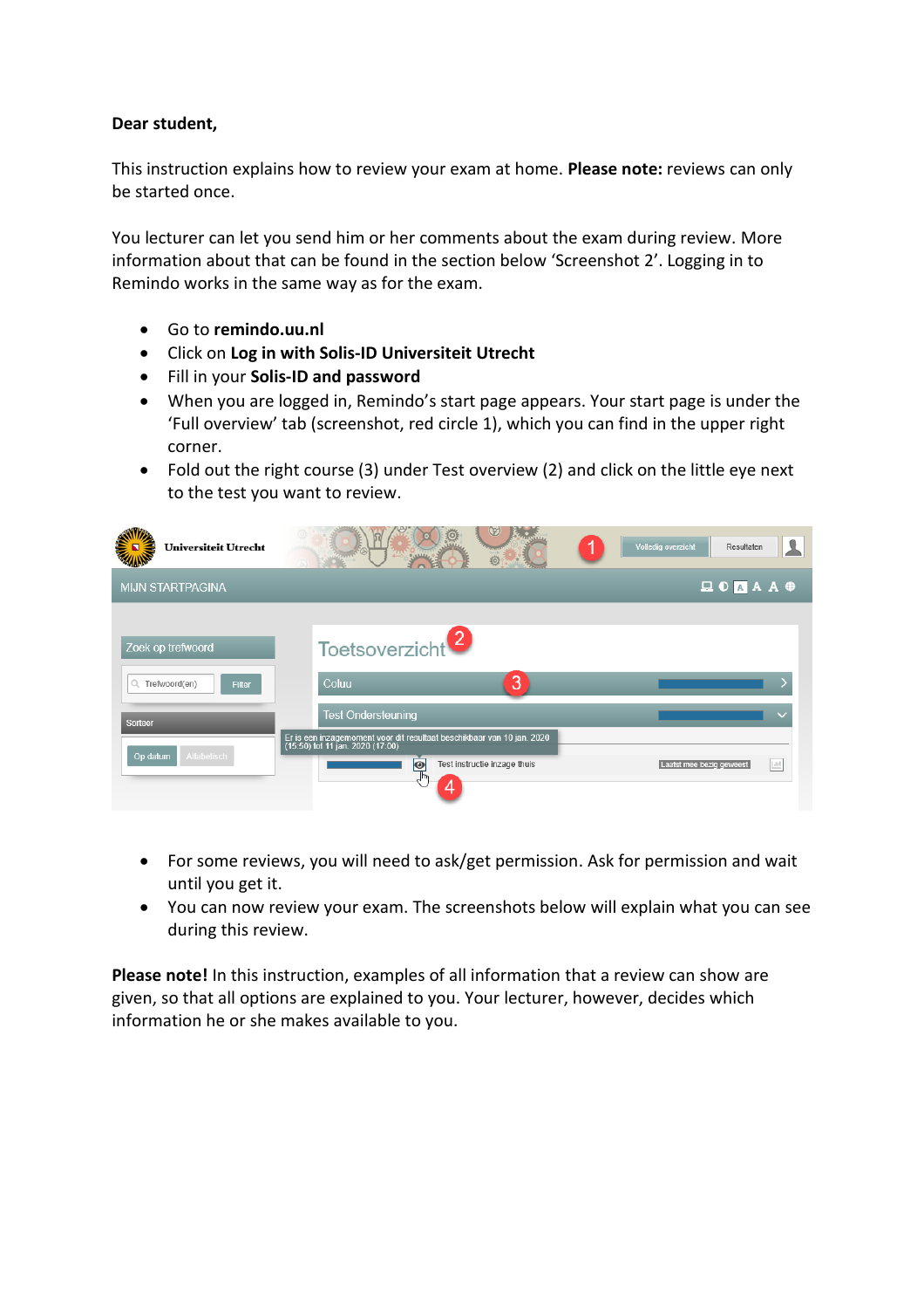**Dear student,**

This instruction explains how to review your exam at home. **Please note:** reviews can only be started once.

You lecturer can let you send him or her comments about the exam during review. More information about that can be found in the section below 'Screenshot 2'. Logging in to Remindo works in the same way as for the exam.

- Go to **remindo.uu.nl**
- Click on **Log in with Solis-ID Universiteit Utrecht**
- Fill in your **Solis-ID and password**
- When you are logged in, Remindo's start page appears. Your start page is under the 'Full overview' tab (screenshot, red circle 1), which you can find in the upper right corner.
- Fold out the right course (3) under Test overview (2) and click on the little eye next to the test you want to review.

- For some reviews, you will need to ask/get permission. Ask for permission and wait until you get it.
- You can now review your exam. The screenshots below will explain what you can see during this review.

**Please note!** In this instruction, examples of all information that a review can show are given, so that all options are explained to you. Your lecturer, however, decides which information he or she makes available to you.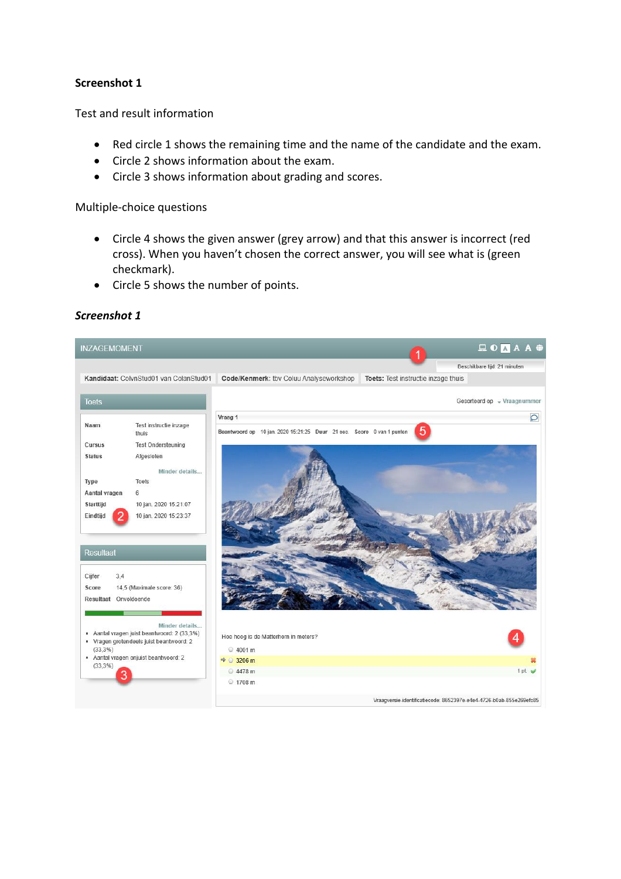**Screenshot 1**

Test and result information

- Red circle 1 shows the remaining time and the name of the candidate and the exam.
- Circle 2 shows information about the exam.
- Circle 3 shows information about grading and scores.

Multiple-choice questions

- Circle 4 shows the given answer (grey arrow) and that this answer is incorrect (red cross). When you haven't chosen the correct answer, you will see what is (green checkmark).
- Circle 5 shows the number of points.

***Screenshot 1***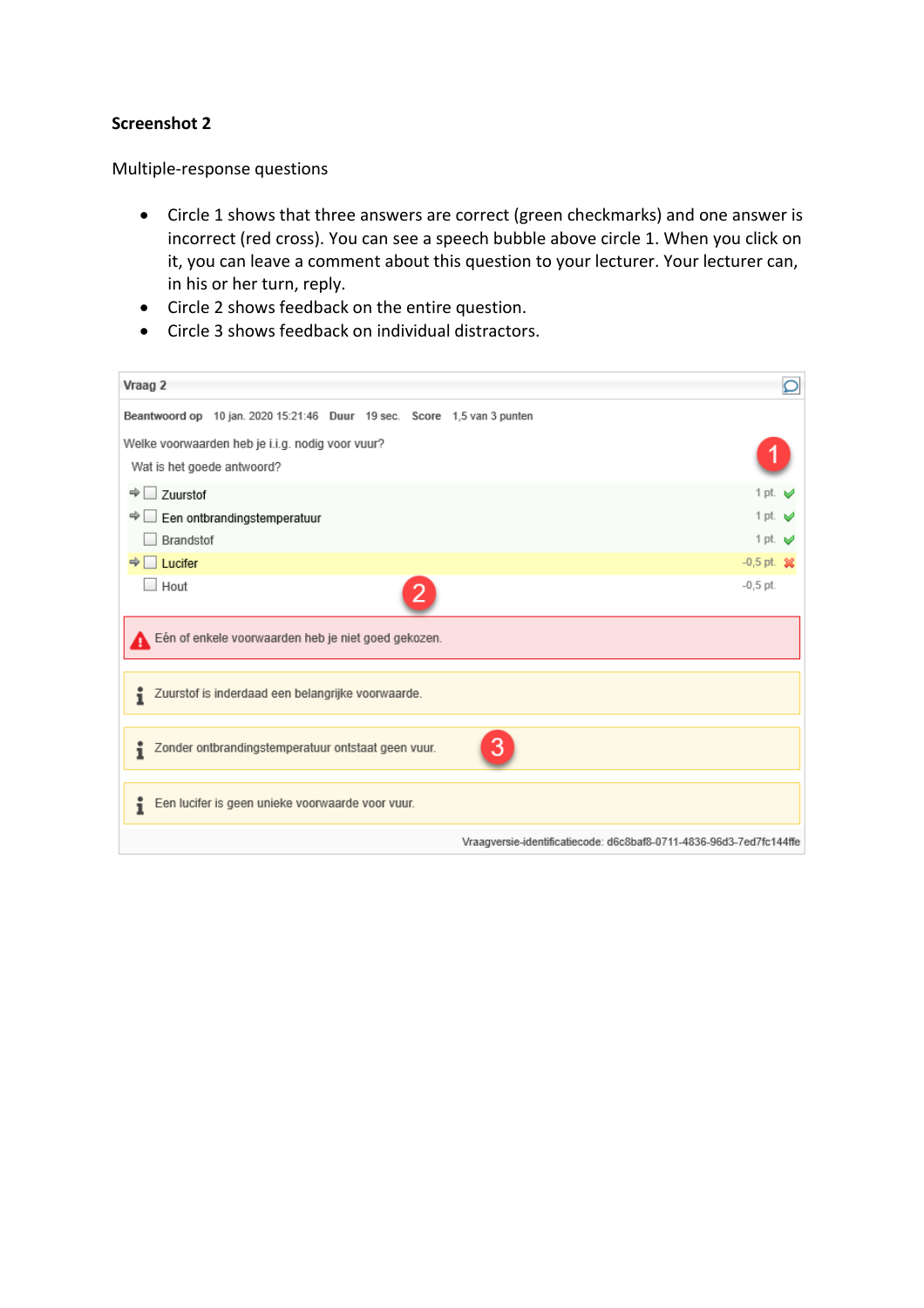**Screenshot 2**

Multiple-response questions

- Circle 1 shows that three answers are correct (green checkmarks) and one answer is incorrect (red cross). You can see a speech bubble above circle 1. When you click on it, you can leave a comment about this question to your lecturer. Your lecturer can, in his or her turn, reply.
- Circle 2 shows feedback on the entire question.
- Circle 3 shows feedback on individual distractors.

Vraag 2

Beantwoord op 10 jan. 2020 15:21:46 Duur 19 sec. Score 1,5 van 3 punten

Welke voorwaarden heb je i.i.g. nodig voor vuur?

Wat is het goede antwoord?

| Antwoord | Punten |
|---|---|
| Zuurstof | 1 pt. ✔ |
| Een ontbrandingstemperatuur | 1 pt. ✔ |
| Brandstof | 1 pt. ✔ |
| Lucifer | -0,5 pt. ✖ |
| Hout | -0,5 pt. |

Eén of enkele voorwaarden heb je niet goed gekozen.

Zuurstof is inderdaad een belangrijke voorwaarde.

Zonder ontbrandingstemperatuur ontstaat geen vuur.

Een lucifer is geen unieke voorwaarde voor vuur.

Vraagversie-identificatiecode: d6c8baf8-0711-4836-96d3-7ed7fc144ffe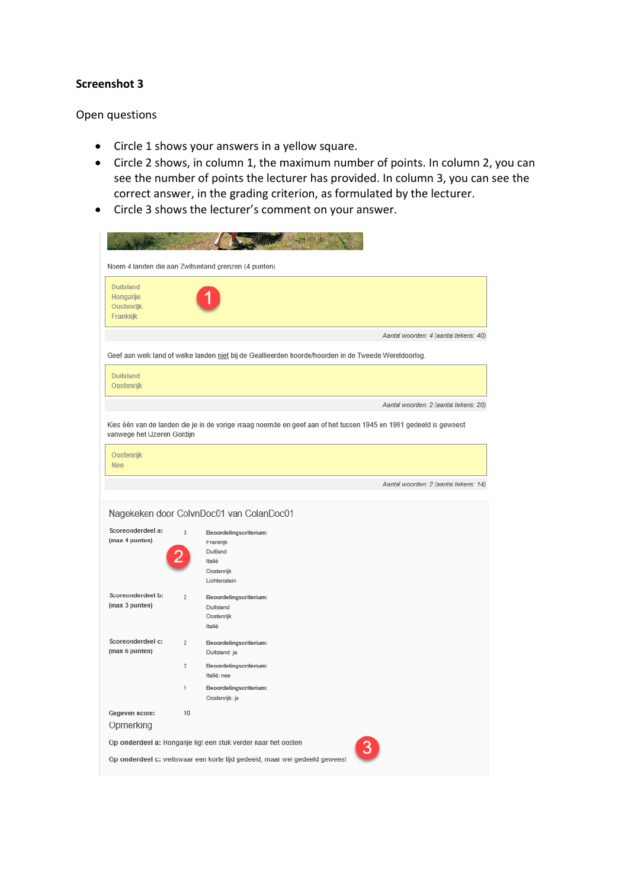**Screenshot 3**

Open questions

- Circle 1 shows your answers in a yellow square.
- Circle 2 shows, in column 1, the maximum number of points. In column 2, you can see the number of points the lecturer has provided. In column 3, you can see the correct answer, in the grading criterion, as formulated by the lecturer.
- Circle 3 shows the lecturer's comment on your answer.

Noem 4 landen die aan Zwitserland grenzen (4 punten)

1

Duitsland
Hongarije
Oostenrijk
Frankrijk

*Aantal woorden: 4 (aantal tekens: 40)*

Geef aan welk land of welke landen niet bij de Geallieerden hoorde/hoorden in de Tweede Wereldoorlog.

Duitsland
Oostenrijk

*Aantal woorden: 2 (aantal tekens: 20)*

Kies één van de landen die je in de vorige vraag noemde en geef aan of het tussen 1945 en 1991 gedeeld is geweest vanwege het IJzeren Gordijn

Oostenrijk
Nee

*Aantal woorden: 2 (aantal tekens: 14)*

Nagekeken door ColvnDoc01 van ColanDoc01

2

| | | |
|---|---|---|
| **Scoreonderdeel a:** **(max 4 punten)** | 3 | **Beoordelingscriterium:** Frankrijk Duitland Italië Oostenrijk Lichtenstein |
| **Scoreonderdeel b:** **(max 3 punten)** | 2 | **Beoordelingscriterium:** Duitsland Oostenrijk Italië |
| **Scoreonderdeel c:** **(max 6 punten)** | 2 | **Beoordelingscriterium:** Duitsland: ja |
| | 2 | **Beoordelingscriterium:** Italië: nee |
| | 1 | **Beoordelingscriterium:** Oostenrijk: ja |
| **Gegeven score:** | 10 | |

Opmerking

3

**Op onderdeel a:** Hongarije ligt een stuk verder naar het oosten

**Op onderdeel c:** weliswaar een korte tijd gedeeld, maar wel gedeeld geweest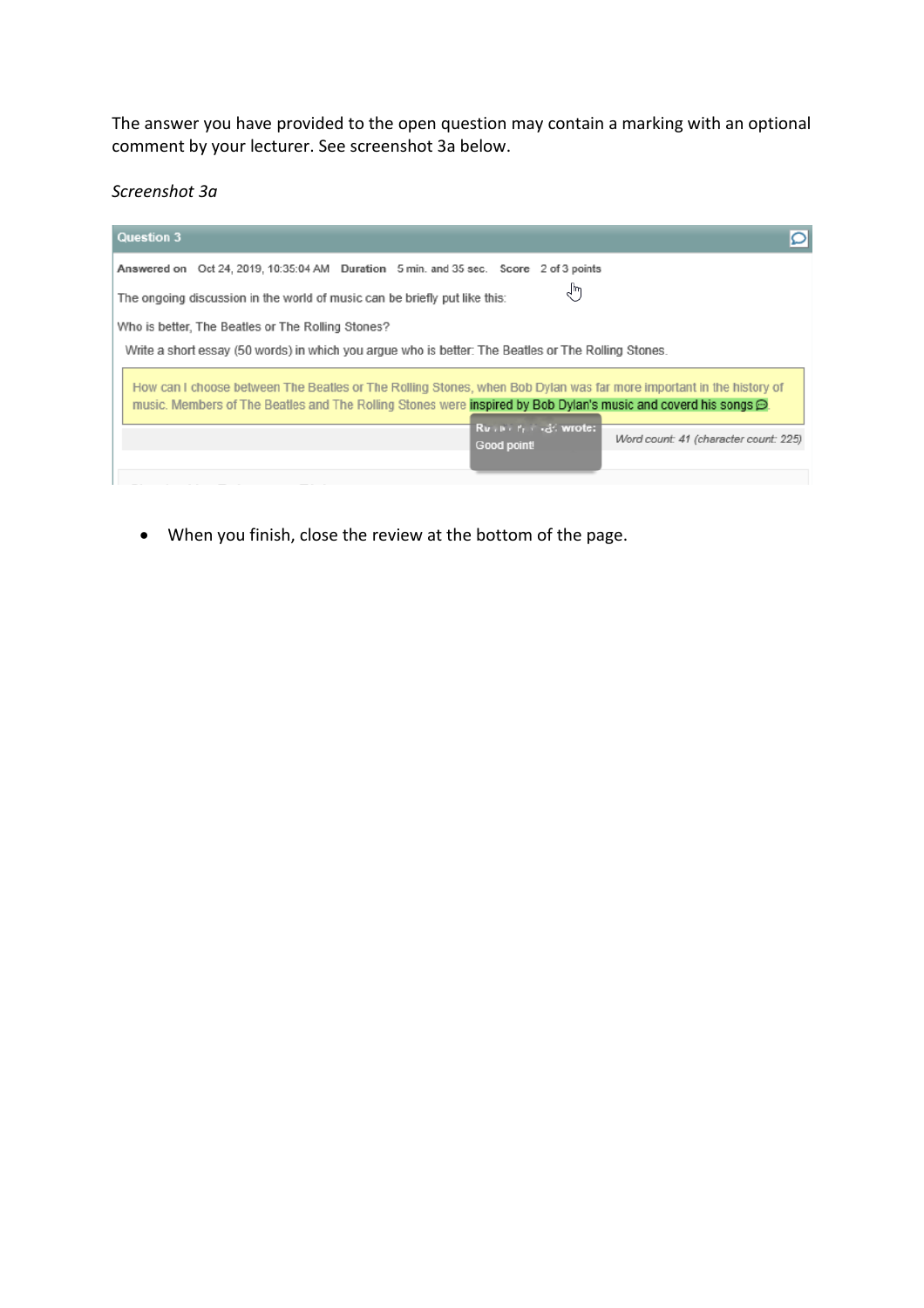The answer you have provided to the open question may contain a marking with an optional comment by your lecturer. See screenshot 3a below.

*Screenshot 3a*

**Question 3**

**Answered on** Oct 24, 2019, 10:35:04 AM **Duration** 5 min. and 35 sec. **Score** 2 of 3 points

The ongoing discussion in the world of music can be briefly put like this:

Who is better, The Beatles or The Rolling Stones?

Write a short essay (50 words) in which you argue who is better: The Beatles or The Rolling Stones.

How can I choose between The Beatles or The Rolling Stones, when Bob Dylan was far more important in the history of music. Members of The Beatles and The Rolling Stones were inspired by Bob Dylan's music and coverd his songs.

wrote:
Good point!

*Word count: 41 (character count: 225)*

- When you finish, close the review at the bottom of the page.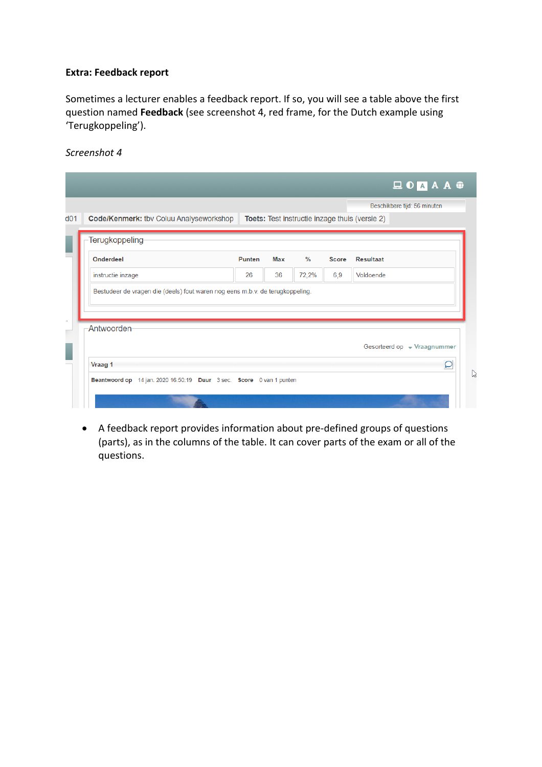**Extra: Feedback report**

Sometimes a lecturer enables a feedback report. If so, you will see a table above the first question named **Feedback** (see screenshot 4, red frame, for the Dutch example using 'Terugkoppeling').

*Screenshot 4*

- A feedback report provides information about pre-defined groups of questions (parts), as in the columns of the table. It can cover parts of the exam or all of the questions.